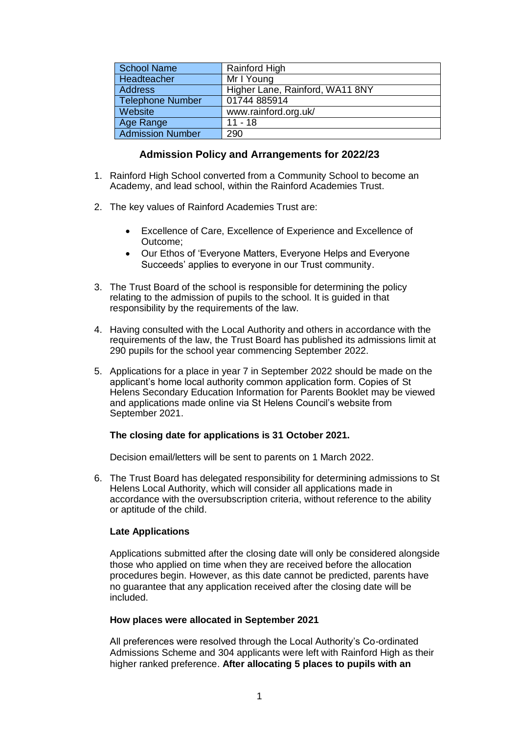| School Name | Rainford High |
|---|---|
| Headteacher | Mr I Young |
| Address | Higher Lane, Rainford, WA11 8NY |
| Telephone Number | 01744 885914 |
| Website | www.rainford.org.uk/ |
| Age Range | 11 - 18 |
| Admission Number | 290 |

## Admission Policy and Arrangements for 2022/23

1. Rainford High School converted from a Community School to become an Academy, and lead school, within the Rainford Academies Trust.

2. The key values of Rainford Academies Trust are:

   - Excellence of Care, Excellence of Experience and Excellence of Outcome;
   - Our Ethos of 'Everyone Matters, Everyone Helps and Everyone Succeeds' applies to everyone in our Trust community.

3. The Trust Board of the school is responsible for determining the policy relating to the admission of pupils to the school. It is guided in that responsibility by the requirements of the law.

4. Having consulted with the Local Authority and others in accordance with the requirements of the law, the Trust Board has published its admissions limit at 290 pupils for the school year commencing September 2022.

5. Applications for a place in year 7 in September 2022 should be made on the applicant's home local authority common application form. Copies of St Helens Secondary Education Information for Parents Booklet may be viewed and applications made online via St Helens Council's website from September 2021.

   **The closing date for applications is 31 October 2021.**

   Decision email/letters will be sent to parents on 1 March 2022.

6. The Trust Board has delegated responsibility for determining admissions to St Helens Local Authority, which will consider all applications made in accordance with the oversubscription criteria, without reference to the ability or aptitude of the child.

   **Late Applications**

   Applications submitted after the closing date will only be considered alongside those who applied on time when they are received before the allocation procedures begin. However, as this date cannot be predicted, parents have no guarantee that any application received after the closing date will be included.

   **How places were allocated in September 2021**

   All preferences were resolved through the Local Authority's Co-ordinated Admissions Scheme and 304 applicants were left with Rainford High as their higher ranked preference. **After allocating 5 places to pupils with an**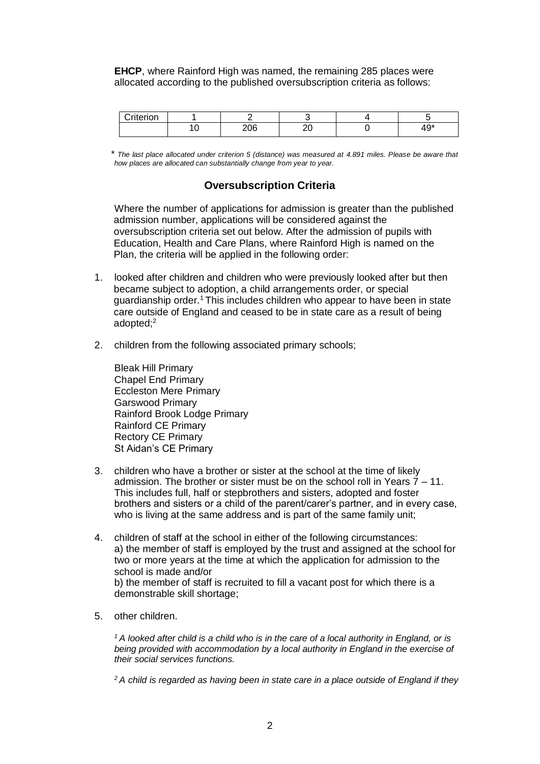**EHCP**, where Rainford High was named, the remaining 285 places were allocated according to the published oversubscription criteria as follows:

| Criterion | 1 | 2 | 3 | 4 | 5 |
|---|---|---|---|---|---|
| | 10 | 206 | 20 | 0 | 49* |

*\* The last place allocated under criterion 5 (distance) was measured at 4.891 miles. Please be aware that how places are allocated can substantially change from year to year.*

## Oversubscription Criteria

Where the number of applications for admission is greater than the published admission number, applications will be considered against the oversubscription criteria set out below. After the admission of pupils with Education, Health and Care Plans, where Rainford High is named on the Plan, the criteria will be applied in the following order:

1. looked after children and children who were previously looked after but then became subject to adoption, a child arrangements order, or special guardianship order.[1] This includes children who appear to have been in state care outside of England and ceased to be in state care as a result of being adopted;[2]

2. children from the following associated primary schools;

   Bleak Hill Primary
   Chapel End Primary
   Eccleston Mere Primary
   Garswood Primary
   Rainford Brook Lodge Primary
   Rainford CE Primary
   Rectory CE Primary
   St Aidan's CE Primary

3. children who have a brother or sister at the school at the time of likely admission. The brother or sister must be on the school roll in Years 7 – 11. This includes full, half or stepbrothers and sisters, adopted and foster brothers and sisters or a child of the parent/carer's partner, and in every case, who is living at the same address and is part of the same family unit;

4. children of staff at the school in either of the following circumstances:
   a) the member of staff is employed by the trust and assigned at the school for two or more years at the time at which the application for admission to the school is made and/or
   b) the member of staff is recruited to fill a vacant post for which there is a demonstrable skill shortage;

5. other children.

*[1] A looked after child is a child who is in the care of a local authority in England, or is being provided with accommodation by a local authority in England in the exercise of their social services functions.*

*[2] A child is regarded as having been in state care in a place outside of England if they*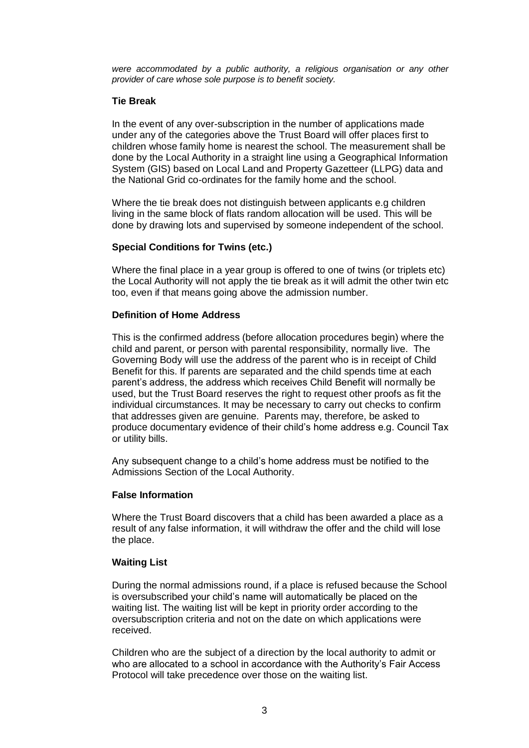*were accommodated by a public authority, a religious organisation or any other provider of care whose sole purpose is to benefit society.*

**Tie Break**

In the event of any over-subscription in the number of applications made under any of the categories above the Trust Board will offer places first to children whose family home is nearest the school. The measurement shall be done by the Local Authority in a straight line using a Geographical Information System (GIS) based on Local Land and Property Gazetteer (LLPG) data and the National Grid co-ordinates for the family home and the school.

Where the tie break does not distinguish between applicants e.g children living in the same block of flats random allocation will be used. This will be done by drawing lots and supervised by someone independent of the school.

**Special Conditions for Twins (etc.)**

Where the final place in a year group is offered to one of twins (or triplets etc) the Local Authority will not apply the tie break as it will admit the other twin etc too, even if that means going above the admission number.

**Definition of Home Address**

This is the confirmed address (before allocation procedures begin) where the child and parent, or person with parental responsibility, normally live. The Governing Body will use the address of the parent who is in receipt of Child Benefit for this. If parents are separated and the child spends time at each parent's address, the address which receives Child Benefit will normally be used, but the Trust Board reserves the right to request other proofs as fit the individual circumstances. It may be necessary to carry out checks to confirm that addresses given are genuine. Parents may, therefore, be asked to produce documentary evidence of their child's home address e.g. Council Tax or utility bills.

Any subsequent change to a child's home address must be notified to the Admissions Section of the Local Authority.

**False Information**

Where the Trust Board discovers that a child has been awarded a place as a result of any false information, it will withdraw the offer and the child will lose the place.

**Waiting List**

During the normal admissions round, if a place is refused because the School is oversubscribed your child's name will automatically be placed on the waiting list. The waiting list will be kept in priority order according to the oversubscription criteria and not on the date on which applications were received.

Children who are the subject of a direction by the local authority to admit or who are allocated to a school in accordance with the Authority's Fair Access Protocol will take precedence over those on the waiting list.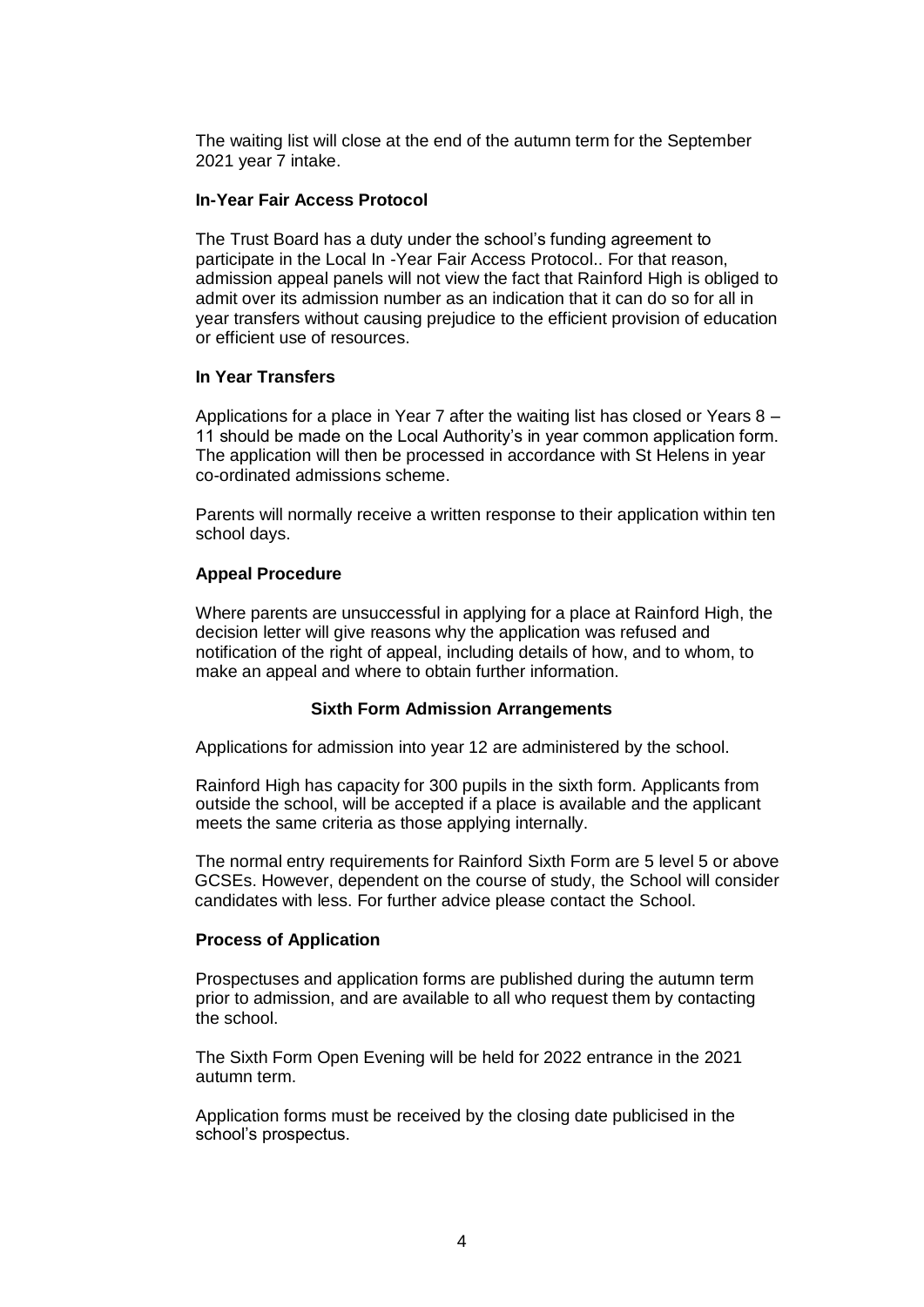The waiting list will close at the end of the autumn term for the September 2021 year 7 intake.

**In-Year Fair Access Protocol**

The Trust Board has a duty under the school's funding agreement to participate in the Local In -Year Fair Access Protocol.. For that reason, admission appeal panels will not view the fact that Rainford High is obliged to admit over its admission number as an indication that it can do so for all in year transfers without causing prejudice to the efficient provision of education or efficient use of resources.

**In Year Transfers**

Applications for a place in Year 7 after the waiting list has closed or Years 8 – 11 should be made on the Local Authority's in year common application form. The application will then be processed in accordance with St Helens in year co-ordinated admissions scheme.

Parents will normally receive a written response to their application within ten school days.

**Appeal Procedure**

Where parents are unsuccessful in applying for a place at Rainford High, the decision letter will give reasons why the application was refused and notification of the right of appeal, including details of how, and to whom, to make an appeal and where to obtain further information.

**Sixth Form Admission Arrangements**

Applications for admission into year 12 are administered by the school.

Rainford High has capacity for 300 pupils in the sixth form. Applicants from outside the school, will be accepted if a place is available and the applicant meets the same criteria as those applying internally.

The normal entry requirements for Rainford Sixth Form are 5 level 5 or above GCSEs. However, dependent on the course of study, the School will consider candidates with less. For further advice please contact the School.

**Process of Application**

Prospectuses and application forms are published during the autumn term prior to admission, and are available to all who request them by contacting the school.

The Sixth Form Open Evening will be held for 2022 entrance in the 2021 autumn term.

Application forms must be received by the closing date publicised in the school's prospectus.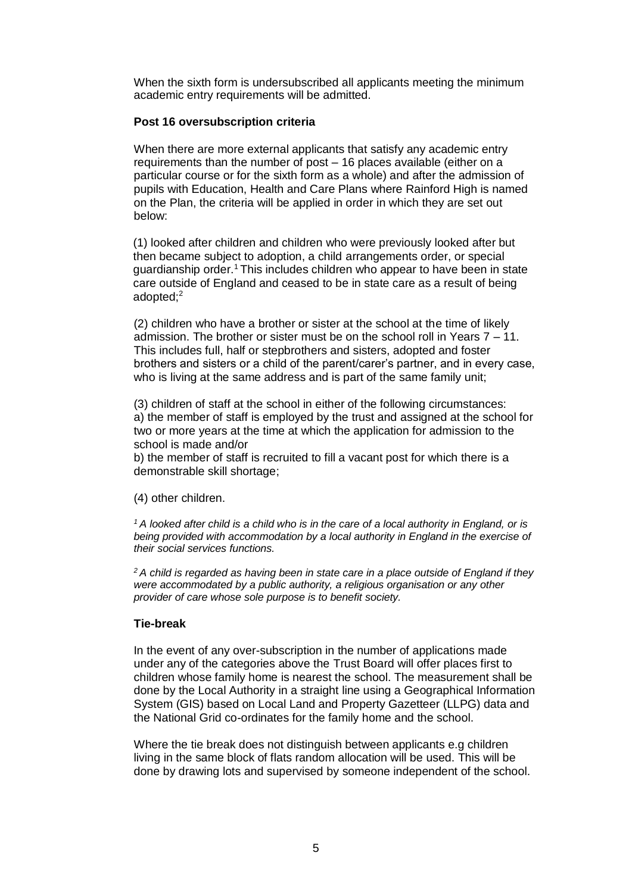When the sixth form is undersubscribed all applicants meeting the minimum academic entry requirements will be admitted.

**Post 16 oversubscription criteria**

When there are more external applicants that satisfy any academic entry requirements than the number of post – 16 places available (either on a particular course or for the sixth form as a whole) and after the admission of pupils with Education, Health and Care Plans where Rainford High is named on the Plan, the criteria will be applied in order in which they are set out below:

(1) looked after children and children who were previously looked after but then became subject to adoption, a child arrangements order, or special guardianship order.[1] This includes children who appear to have been in state care outside of England and ceased to be in state care as a result of being adopted;[2]

(2) children who have a brother or sister at the school at the time of likely admission. The brother or sister must be on the school roll in Years 7 – 11. This includes full, half or stepbrothers and sisters, adopted and foster brothers and sisters or a child of the parent/carer's partner, and in every case, who is living at the same address and is part of the same family unit;

(3) children of staff at the school in either of the following circumstances:
a) the member of staff is employed by the trust and assigned at the school for two or more years at the time at which the application for admission to the school is made and/or
b) the member of staff is recruited to fill a vacant post for which there is a demonstrable skill shortage;

(4) other children.

*[1] A looked after child is a child who is in the care of a local authority in England, or is being provided with accommodation by a local authority in England in the exercise of their social services functions.*

*[2] A child is regarded as having been in state care in a place outside of England if they were accommodated by a public authority, a religious organisation or any other provider of care whose sole purpose is to benefit society.*

**Tie-break**

In the event of any over-subscription in the number of applications made under any of the categories above the Trust Board will offer places first to children whose family home is nearest the school. The measurement shall be done by the Local Authority in a straight line using a Geographical Information System (GIS) based on Local Land and Property Gazetteer (LLPG) data and the National Grid co-ordinates for the family home and the school.

Where the tie break does not distinguish between applicants e.g children living in the same block of flats random allocation will be used. This will be done by drawing lots and supervised by someone independent of the school.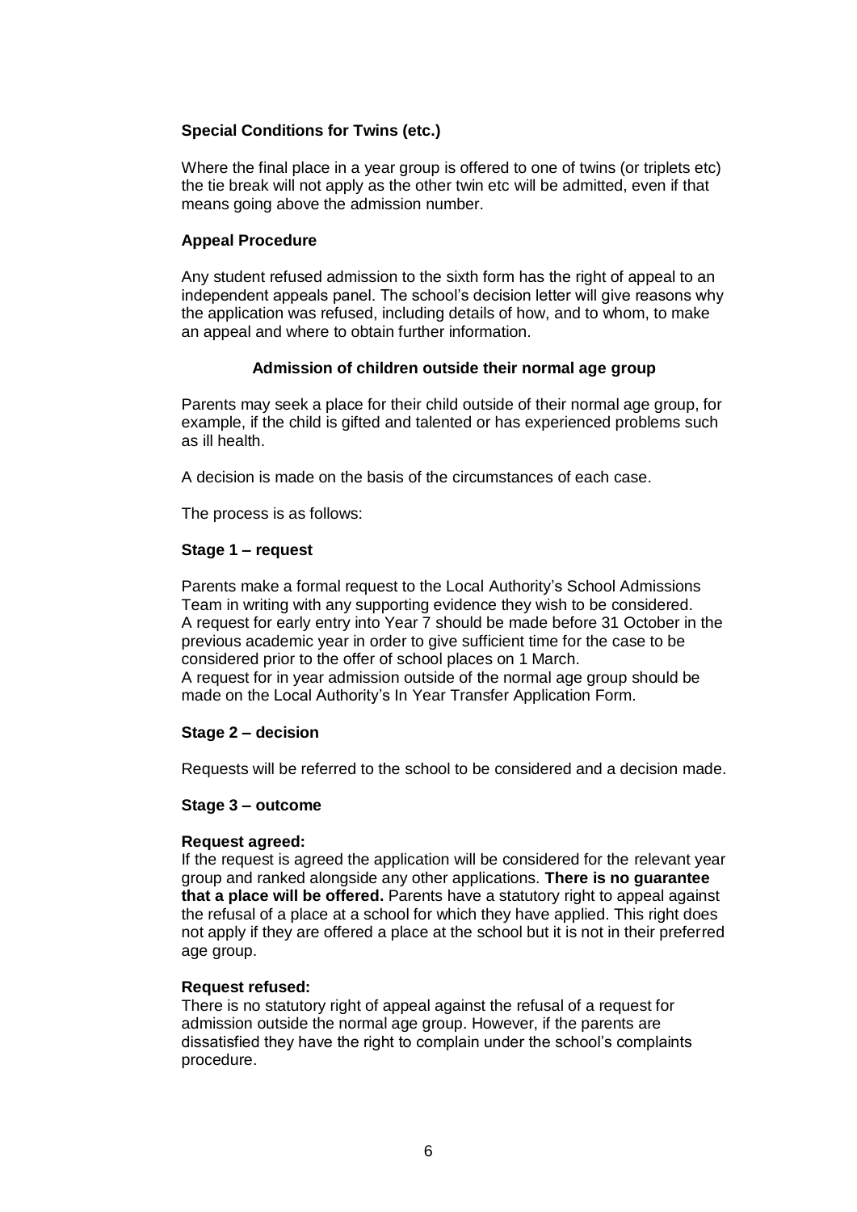**Special Conditions for Twins (etc.)**

Where the final place in a year group is offered to one of twins (or triplets etc) the tie break will not apply as the other twin etc will be admitted, even if that means going above the admission number.

**Appeal Procedure**

Any student refused admission to the sixth form has the right of appeal to an independent appeals panel. The school's decision letter will give reasons why the application was refused, including details of how, and to whom, to make an appeal and where to obtain further information.

## Admission of children outside their normal age group

Parents may seek a place for their child outside of their normal age group, for example, if the child is gifted and talented or has experienced problems such as ill health.

A decision is made on the basis of the circumstances of each case.

The process is as follows:

**Stage 1 – request**

Parents make a formal request to the Local Authority's School Admissions Team in writing with any supporting evidence they wish to be considered.
A request for early entry into Year 7 should be made before 31 October in the previous academic year in order to give sufficient time for the case to be considered prior to the offer of school places on 1 March.
A request for in year admission outside of the normal age group should be made on the Local Authority's In Year Transfer Application Form.

**Stage 2 – decision**

Requests will be referred to the school to be considered and a decision made.

**Stage 3 – outcome**

**Request agreed:**
If the request is agreed the application will be considered for the relevant year group and ranked alongside any other applications. **There is no guarantee that a place will be offered.** Parents have a statutory right to appeal against the refusal of a place at a school for which they have applied. This right does not apply if they are offered a place at the school but it is not in their preferred age group.

**Request refused:**
There is no statutory right of appeal against the refusal of a request for admission outside the normal age group. However, if the parents are dissatisfied they have the right to complain under the school's complaints procedure.